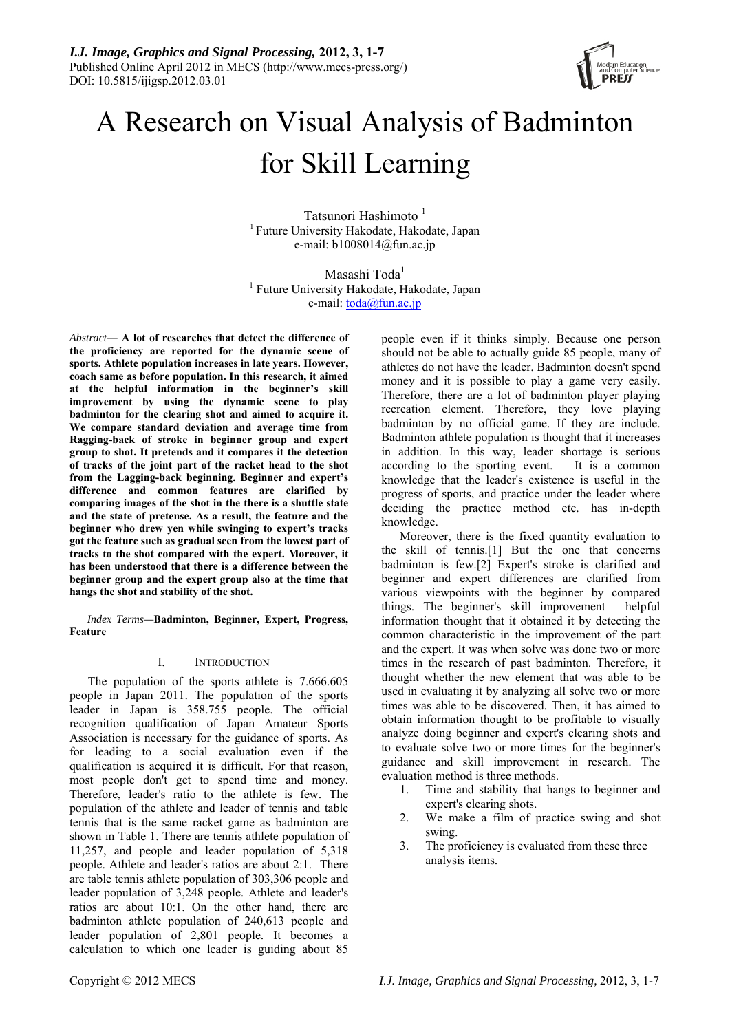# A Research on Visual Analysis of Badminton for Skill Learning

Tatsunori Hashimoto [1]
[1] Future University Hakodate, Hakodate, Japan
e-mail: b1008014@fun.ac.jp

Masashi Toda[1]
[1] Future University Hakodate, Hakodate, Japan
e-mail: toda@fun.ac.jp

*Abstract*— **A lot of researches that detect the difference of the proficiency are reported for the dynamic scene of sports. Athlete population increases in late years. However, coach same as before population. In this research, it aimed at the helpful information in the beginner's skill improvement by using the dynamic scene to play badminton for the clearing shot and aimed to acquire it. We compare standard deviation and average time from Ragging-back of stroke in beginner group and expert group to shot. It pretends and it compares it the detection of tracks of the joint part of the racket head to the shot from the Lagging-back beginning. Beginner and expert's difference and common features are clarified by comparing images of the shot in the there is a shuttle state and the state of pretense. As a result, the feature and the beginner who drew yen while swinging to expert's tracks got the feature such as gradual seen from the lowest part of tracks to the shot compared with the expert. Moreover, it has been understood that there is a difference between the beginner group and the expert group also at the time that hangs the shot and stability of the shot.**

*Index Terms*—**Badminton, Beginner, Expert, Progress, Feature**

## I. Introduction

The population of the sports athlete is 7.666.605 people in Japan 2011. The population of the sports leader in Japan is 358.755 people. The official recognition qualification of Japan Amateur Sports Association is necessary for the guidance of sports. As for leading to a social evaluation even if the qualification is acquired it is difficult. For that reason, most people don't get to spend time and money. Therefore, leader's ratio to the athlete is few. The population of the athlete and leader of tennis and table tennis that is the same racket game as badminton are shown in Table 1. There are tennis athlete population of 11,257, and people and leader population of 5,318 people. Athlete and leader's ratios are about 2:1. There are table tennis athlete population of 303,306 people and leader population of 3,248 people. Athlete and leader's ratios are about 10:1. On the other hand, there are badminton athlete population of 240,613 people and leader population of 2,801 people. It becomes a calculation to which one leader is guiding about 85 people even if it thinks simply. Because one person should not be able to actually guide 85 people, many of athletes do not have the leader. Badminton doesn't spend money and it is possible to play a game very easily. Therefore, there are a lot of badminton player playing recreation element. Therefore, they love playing badminton by no official game. If they are include. Badminton athlete population is thought that it increases in addition. In this way, leader shortage is serious according to the sporting event. It is a common knowledge that the leader's existence is useful in the progress of sports, and practice under the leader where deciding the practice method etc. has in-depth knowledge.

Moreover, there is the fixed quantity evaluation to the skill of tennis.[1] But the one that concerns badminton is few.[2] Expert's stroke is clarified and beginner and expert differences are clarified from various viewpoints with the beginner by compared things. The beginner's skill improvement helpful information thought that it obtained it by detecting the common characteristic in the improvement of the part and the expert. It was when solve was done two or more times in the research of past badminton. Therefore, it thought whether the new element that was able to be used in evaluating it by analyzing all solve two or more times was able to be discovered. Then, it has aimed to obtain information thought to be profitable to visually analyze doing beginner and expert's clearing shots and to evaluate solve two or more times for the beginner's guidance and skill improvement in research. The evaluation method is three methods.

1. Time and stability that hangs to beginner and expert's clearing shots.
2. We make a film of practice swing and shot swing.
3. The proficiency is evaluated from these three analysis items.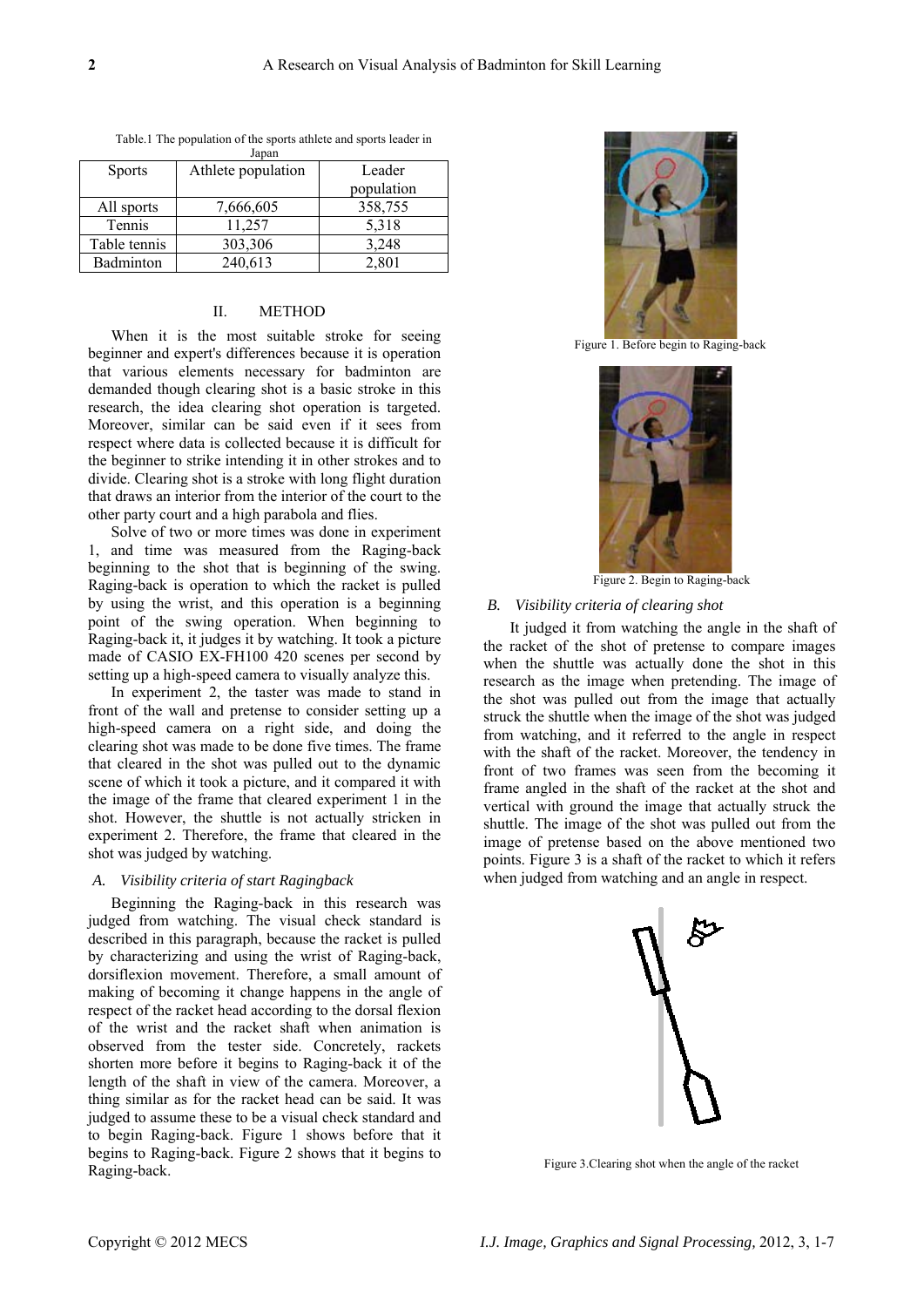Table.1 The population of the sports athlete and sports leader in Japan

| Sports | Athlete population | Leader population |
|---|---|---|
| All sports | 7,666,605 | 358,755 |
| Tennis | 11,257 | 5,318 |
| Table tennis | 303,306 | 3,248 |
| Badminton | 240,613 | 2,801 |

## II. METHOD

When it is the most suitable stroke for seeing beginner and expert's differences because it is operation that various elements necessary for badminton are demanded though clearing shot is a basic stroke in this research, the idea clearing shot operation is targeted. Moreover, similar can be said even if it sees from respect where data is collected because it is difficult for the beginner to strike intending it in other strokes and to divide. Clearing shot is a stroke with long flight duration that draws an interior from the interior of the court to the other party court and a high parabola and flies.

Solve of two or more times was done in experiment 1, and time was measured from the Raging-back beginning to the shot that is beginning of the swing. Raging-back is operation to which the racket is pulled by using the wrist, and this operation is a beginning point of the swing operation. When beginning to Raging-back it, it judges it by watching. It took a picture made of CASIO EX-FH100 420 scenes per second by setting up a high-speed camera to visually analyze this.

In experiment 2, the taster was made to stand in front of the wall and pretense to consider setting up a high-speed camera on a right side, and doing the clearing shot was made to be done five times. The frame that cleared in the shot was pulled out to the dynamic scene of which it took a picture, and it compared it with the image of the frame that cleared experiment 1 in the shot. However, the shuttle is not actually stricken in experiment 2. Therefore, the frame that cleared in the shot was judged by watching.

### *A. Visibility criteria of start Ragingback*

Beginning the Raging-back in this research was judged from watching. The visual check standard is described in this paragraph, because the racket is pulled by characterizing and using the wrist of Raging-back, dorsiflexion movement. Therefore, a small amount of making of becoming it change happens in the angle of respect of the racket head according to the dorsal flexion of the wrist and the racket shaft when animation is observed from the tester side. Concretely, rackets shorten more before it begins to Raging-back it of the length of the shaft in view of the camera. Moreover, a thing similar as for the racket head can be said. It was judged to assume these to be a visual check standard and to begin Raging-back. Figure 1 shows before that it begins to Raging-back. Figure 2 shows that it begins to Raging-back.

Figure 1. Before begin to Raging-back

Figure 2. Begin to Raging-back

### *B. Visibility criteria of clearing shot*

It judged it from watching the angle in the shaft of the racket of the shot of pretense to compare images when the shuttle was actually done the shot in this research as the image when pretending. The image of the shot was pulled out from the image that actually struck the shuttle when the image of the shot was judged from watching, and it referred to the angle in respect with the shaft of the racket. Moreover, the tendency in front of two frames was seen from the becoming it frame angled in the shaft of the racket at the shot and vertical with ground the image that actually struck the shuttle. The image of the shot was pulled out from the image of pretense based on the above mentioned two points. Figure 3 is a shaft of the racket to which it refers when judged from watching and an angle in respect.

Figure 3.Clearing shot when the angle of the racket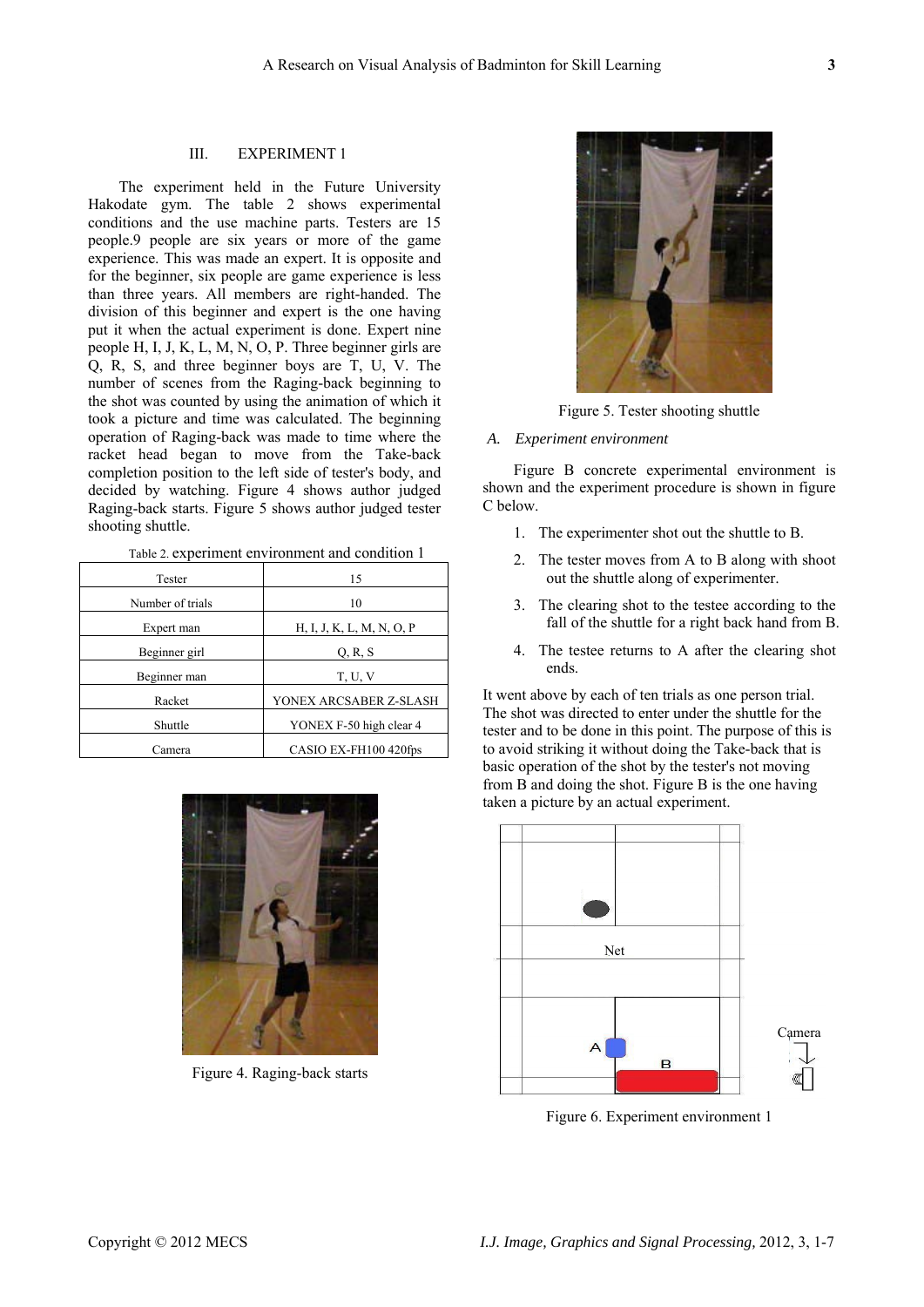## III. EXPERIMENT 1

The experiment held in the Future University Hakodate gym. The table 2 shows experimental conditions and the use machine parts. Testers are 15 people.9 people are six years or more of the game experience. This was made an expert. It is opposite and for the beginner, six people are game experience is less than three years. All members are right-handed. The division of this beginner and expert is the one having put it when the actual experiment is done. Expert nine people H, I, J, K, L, M, N, O, P. Three beginner girls are Q, R, S, and three beginner boys are T, U, V. The number of scenes from the Raging-back beginning to the shot was counted by using the animation of which it took a picture and time was calculated. The beginning operation of Raging-back was made to time where the racket head began to move from the Take-back completion position to the left side of tester's body, and decided by watching. Figure 4 shows author judged Raging-back starts. Figure 5 shows author judged tester shooting shuttle.

Table 2. experiment environment and condition 1

| | |
|---|---|
| Tester | 15 |
| Number of trials | 10 |
| Expert man | H, I, J, K, L, M, N, O, P |
| Beginner girl | Q, R, S |
| Beginner man | T, U, V |
| Racket | YONEX ARCSABER Z-SLASH |
| Shuttle | YONEX F-50 high clear 4 |
| Camera | CASIO EX-FH100 420fps |

Figure 4. Raging-back starts

Figure 5. Tester shooting shuttle

### A. Experiment environment

Figure B concrete experimental environment is shown and the experiment procedure is shown in figure C below.

1. The experimenter shot out the shuttle to B.
2. The tester moves from A to B along with shoot out the shuttle along of experimenter.
3. The clearing shot to the testee according to the fall of the shuttle for a right back hand from B.
4. The testee returns to A after the clearing shot ends.

It went above by each of ten trials as one person trial. The shot was directed to enter under the shuttle for the tester and to be done in this point. The purpose of this is to avoid striking it without doing the Take-back that is basic operation of the shot by the tester's not moving from B and doing the shot. Figure B is the one having taken a picture by an actual experiment.

Net

A

B

Camera

Figure 6. Experiment environment 1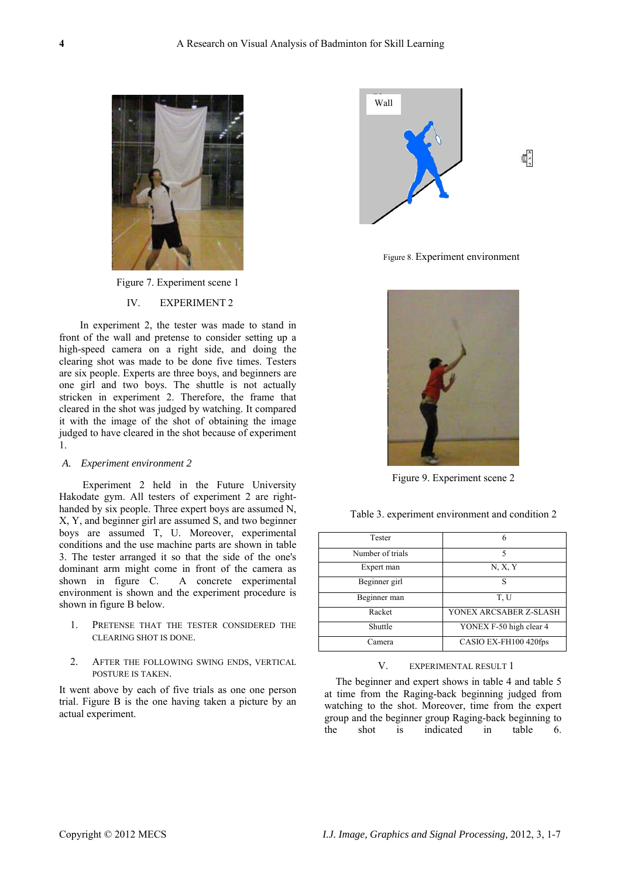Figure 7. Experiment scene 1

## IV. EXPERIMENT 2

In experiment 2, the tester was made to stand in front of the wall and pretense to consider setting up a high-speed camera on a right side, and doing the clearing shot was made to be done five times. Testers are six people. Experts are three boys, and beginners are one girl and two boys. The shuttle is not actually stricken in experiment 2. Therefore, the frame that cleared in the shot was judged by watching. It compared it with the image of the shot of obtaining the image judged to have cleared in the shot because of experiment 1.

### *A. Experiment environment 2*

Experiment 2 held in the Future University Hakodate gym. All testers of experiment 2 are right-handed by six people. Three expert boys are assumed N, X, Y, and beginner girl are assumed S, and two beginner boys are assumed T, U. Moreover, experimental conditions and the use machine parts are shown in table 3. The tester arranged it so that the side of the one's dominant arm might come in front of the camera as shown in figure C. A concrete experimental environment is shown and the experiment procedure is shown in figure B below.

1. Pretense that the tester considered the clearing shot is done.
2. After the following swing ends, vertical posture is taken.

It went above by each of five trials as one one person trial. Figure B is the one having taken a picture by an actual experiment.

Wall

Figure 8. Experiment environment

Figure 9. Experiment scene 2

Table 3. experiment environment and condition 2

| | |
|---|---|
| Tester | 6 |
| Number of trials | 5 |
| Expert man | N, X, Y |
| Beginner girl | S |
| Beginner man | T, U |
| Racket | YONEX ARCSABER Z-SLASH |
| Shuttle | YONEX F-50 high clear 4 |
| Camera | CASIO EX-FH100 420fps |

## V. EXPERIMENTAL RESULT 1

The beginner and expert shows in table 4 and table 5 at time from the Raging-back beginning judged from watching to the shot. Moreover, time from the expert group and the beginner group Raging-back beginning to the shot is indicated in table 6.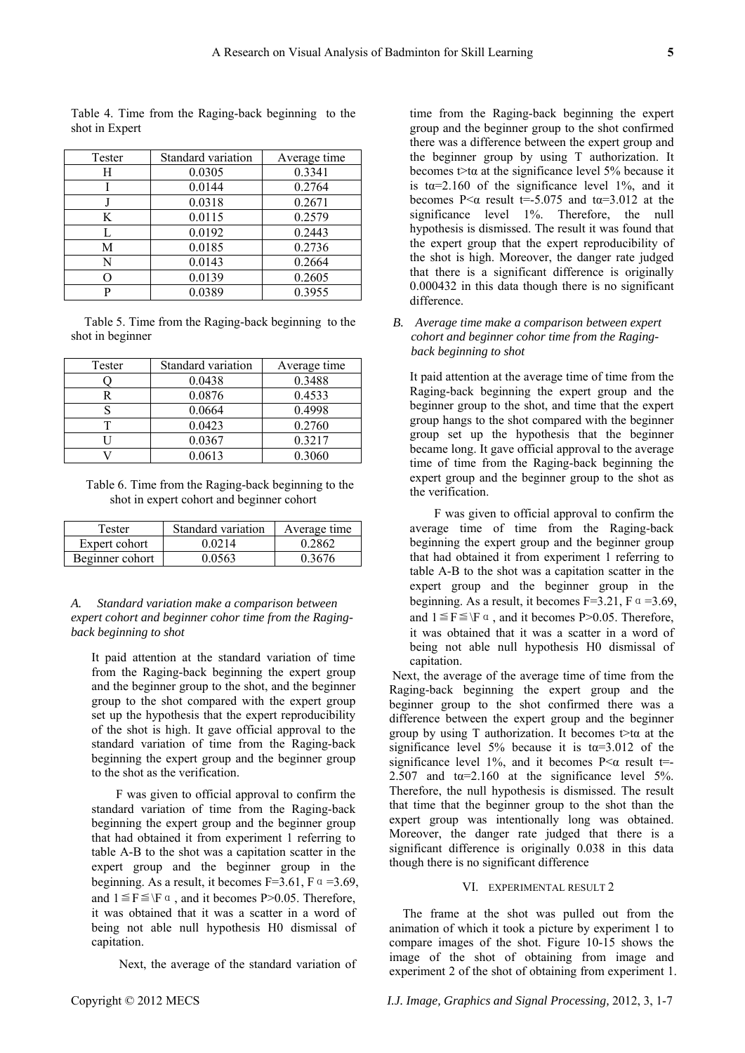Table 4. Time from the Raging-back beginning to the shot in Expert

| Tester | Standard variation | Average time |
|---|---|---|
| H | 0.0305 | 0.3341 |
| I | 0.0144 | 0.2764 |
| J | 0.0318 | 0.2671 |
| K | 0.0115 | 0.2579 |
| L | 0.0192 | 0.2443 |
| M | 0.0185 | 0.2736 |
| N | 0.0143 | 0.2664 |
| O | 0.0139 | 0.2605 |
| P | 0.0389 | 0.3955 |

Table 5. Time from the Raging-back beginning to the shot in beginner

| Tester | Standard variation | Average time |
|---|---|---|
| Q | 0.0438 | 0.3488 |
| R | 0.0876 | 0.4533 |
| S | 0.0664 | 0.4998 |
| T | 0.0423 | 0.2760 |
| U | 0.0367 | 0.3217 |
| V | 0.0613 | 0.3060 |

Table 6. Time from the Raging-back beginning to the shot in expert cohort and beginner cohort

| Tester | Standard variation | Average time |
|---|---|---|
| Expert cohort | 0.0214 | 0.2862 |
| Beginner cohort | 0.0563 | 0.3676 |

### *A. Standard variation make a comparison between expert cohort and beginner cohor time from the Raging-back beginning to shot*

It paid attention at the standard variation of time from the Raging-back beginning the expert group and the beginner group to the shot, and the beginner group to the shot compared with the expert group set up the hypothesis that the expert reproducibility of the shot is high. It gave official approval to the standard variation of time from the Raging-back beginning the expert group and the beginner group to the shot as the verification.

F was given to official approval to confirm the standard variation of time from the Raging-back beginning the expert group and the beginner group that had obtained it from experiment 1 referring to table A-B to the shot was a capitation scatter in the expert group and the beginner group in the beginning. As a result, it becomes F=3.61, $F_\alpha$=3.69, and $1 \leqq F \leqq F_\alpha$, and it becomes P>0.05. Therefore, it was obtained that it was a scatter in a word of being not able null hypothesis H0 dismissal of capitation.

Next, the average of the standard variation of time from the Raging-back beginning the expert group and the beginner group to the shot confirmed there was a difference between the expert group and the beginner group by using T authorization. It becomes t>tα at the significance level 5% because it is tα=2.160 of the significance level 1%, and it becomes P<α result t=-5.075 and tα=3.012 at the significance level 1%. Therefore, the null hypothesis is dismissed. The result it was found that the expert group that the expert reproducibility of the shot is high. Moreover, the danger rate judged that there is a significant difference is originally 0.000432 in this data though there is no significant difference.

### *B. Average time make a comparison between expert cohort and beginner cohor time from the Raging-back beginning to shot*

It paid attention at the average time of time from the Raging-back beginning the expert group and the beginner group to the shot, and time that the expert group hangs to the shot compared with the beginner group set up the hypothesis that the beginner became long. It gave official approval to the average time of time from the Raging-back beginning the expert group and the beginner group to the shot as the verification.

F was given to official approval to confirm the average time of time from the Raging-back beginning the expert group and the beginner group that had obtained it from experiment 1 referring to table A-B to the shot was a capitation scatter in the expert group and the beginner group in the beginning. As a result, it becomes F=3.21, $F_\alpha$=3.69, and $1 \leqq F \leqq F_\alpha$, and it becomes P>0.05. Therefore, it was obtained that it was a scatter in a word of being not able null hypothesis H0 dismissal of capitation.

Next, the average of the average time of time from the Raging-back beginning the expert group and the beginner group to the shot confirmed there was a difference between the expert group and the beginner group by using T authorization. It becomes t>tα at the significance level 5% because it is tα=3.012 of the significance level 1%, and it becomes P<α result t=-2.507 and tα=2.160 at the significance level 5%. Therefore, the null hypothesis is dismissed. The result that time that the beginner group to the shot than the expert group was intentionally long was obtained. Moreover, the danger rate judged that there is a significant difference is originally 0.038 in this data though there is no significant difference

## VI. EXPERIMENTAL RESULT 2

The frame at the shot was pulled out from the animation of which it took a picture by experiment 1 to compare images of the shot. Figure 10-15 shows the image of the shot of obtaining from image and experiment 2 of the shot of obtaining from experiment 1.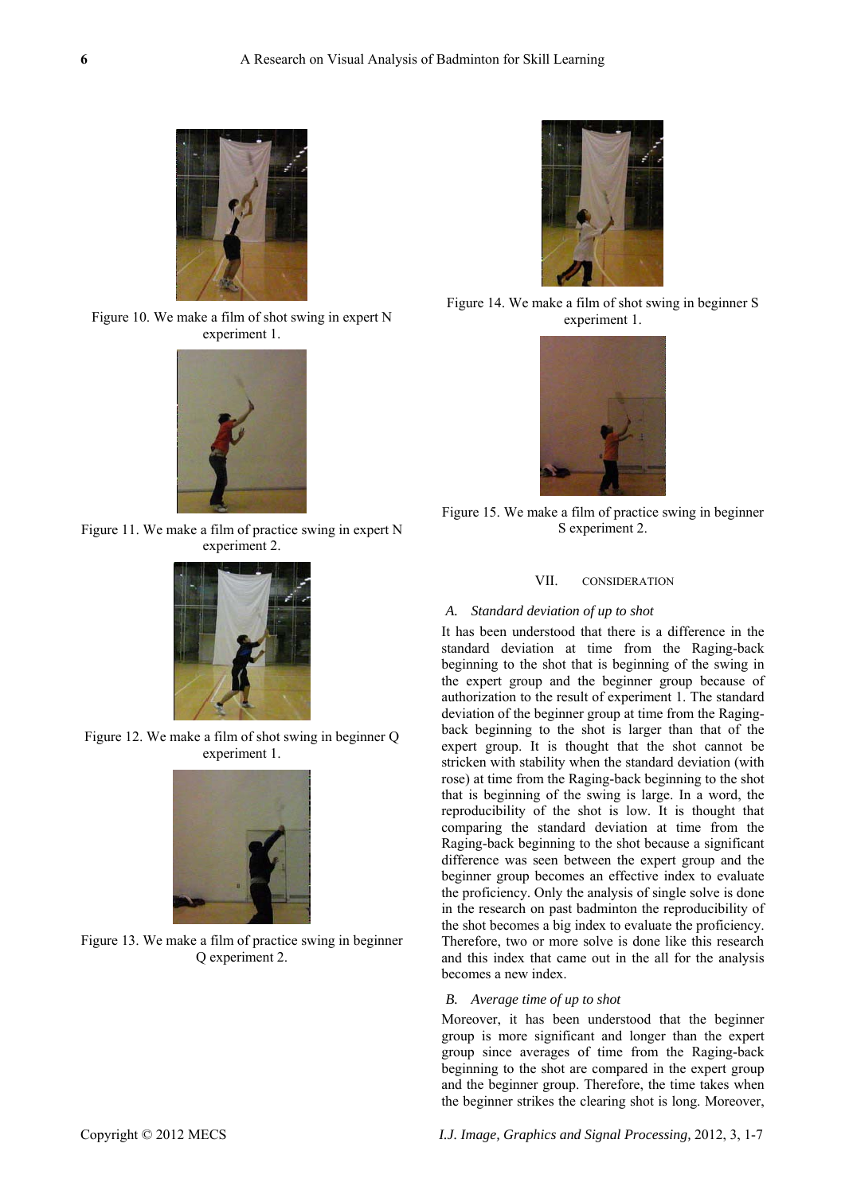Figure 10. We make a film of shot swing in expert N experiment 1.

Figure 11. We make a film of practice swing in expert N experiment 2.

Figure 12. We make a film of shot swing in beginner Q experiment 1.

Figure 13. We make a film of practice swing in beginner Q experiment 2.

Figure 14. We make a film of shot swing in beginner S experiment 1.

Figure 15. We make a film of practice swing in beginner S experiment 2.

## VII. CONSIDERATION

### *A. Standard deviation of up to shot*

It has been understood that there is a difference in the standard deviation at time from the Raging-back beginning to the shot that is beginning of the swing in the expert group and the beginner group because of authorization to the result of experiment 1. The standard deviation of the beginner group at time from the Raging-back beginning to the shot is larger than that of the expert group. It is thought that the shot cannot be stricken with stability when the standard deviation (with rose) at time from the Raging-back beginning to the shot that is beginning of the swing is large. In a word, the reproducibility of the shot is low. It is thought that comparing the standard deviation at time from the Raging-back beginning to the shot because a significant difference was seen between the expert group and the beginner group becomes an effective index to evaluate the proficiency. Only the analysis of single solve is done in the research on past badminton the reproducibility of the shot becomes a big index to evaluate the proficiency. Therefore, two or more solve is done like this research and this index that came out in the all for the analysis becomes a new index.

### *B. Average time of up to shot*

Moreover, it has been understood that the beginner group is more significant and longer than the expert group since averages of time from the Raging-back beginning to the shot are compared in the expert group and the beginner group. Therefore, the time takes when the beginner strikes the clearing shot is long. Moreover,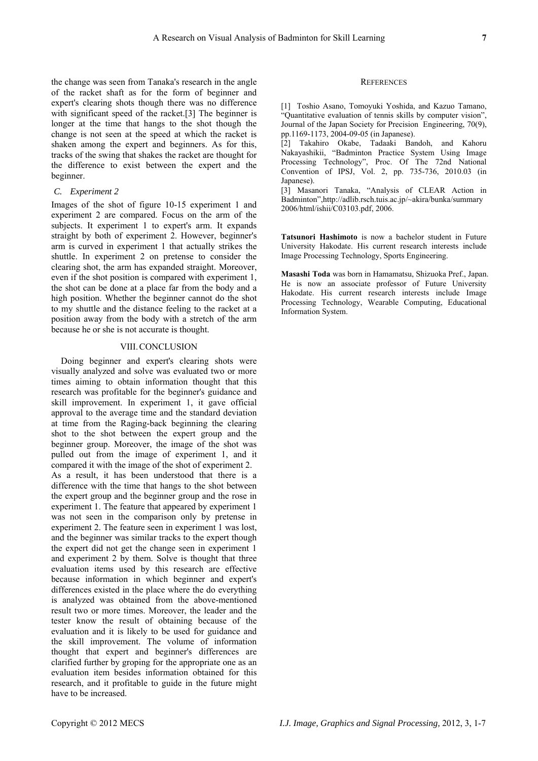the change was seen from Tanaka's research in the angle of the racket shaft as for the form of beginner and expert's clearing shots though there was no difference with significant speed of the racket.[3] The beginner is longer at the time that hangs to the shot though the change is not seen at the speed at which the racket is shaken among the expert and beginners. As for this, tracks of the swing that shakes the racket are thought for the difference to exist between the expert and the beginner.

### *C. Experiment 2*

Images of the shot of figure 10-15 experiment 1 and experiment 2 are compared. Focus on the arm of the subjects. It experiment 1 to expert's arm. It expands straight by both of experiment 2. However, beginner's arm is curved in experiment 1 that actually strikes the shuttle. In experiment 2 on pretense to consider the clearing shot, the arm has expanded straight. Moreover, even if the shot position is compared with experiment 1, the shot can be done at a place far from the body and a high position. Whether the beginner cannot do the shot to my shuttle and the distance feeling to the racket at a position away from the body with a stretch of the arm because he or she is not accurate is thought.

## VIII. CONCLUSION

Doing beginner and expert's clearing shots were visually analyzed and solve was evaluated two or more times aiming to obtain information thought that this research was profitable for the beginner's guidance and skill improvement. In experiment 1, it gave official approval to the average time and the standard deviation at time from the Raging-back beginning the clearing shot to the shot between the expert group and the beginner group. Moreover, the image of the shot was pulled out from the image of experiment 1, and it compared it with the image of the shot of experiment 2. As a result, it has been understood that there is a difference with the time that hangs to the shot between the expert group and the beginner group and the rose in experiment 1. The feature that appeared by experiment 1 was not seen in the comparison only by pretense in experiment 2. The feature seen in experiment 1 was lost, and the beginner was similar tracks to the expert though the expert did not get the change seen in experiment 1 and experiment 2 by them. Solve is thought that three evaluation items used by this research are effective because information in which beginner and expert's differences existed in the place where the do everything is analyzed was obtained from the above-mentioned result two or more times. Moreover, the leader and the tester know the result of obtaining because of the evaluation and it is likely to be used for guidance and the skill improvement. The volume of information thought that expert and beginner's differences are clarified further by groping for the appropriate one as an evaluation item besides information obtained for this research, and it profitable to guide in the future might have to be increased.

## REFERENCES

[1] Toshio Asano, Tomoyuki Yoshida, and Kazuo Tamano, "Quantitative evaluation of tennis skills by computer vision", Journal of the Japan Society for Precision Engineering, 70(9), pp.1169-1173, 2004-09-05 (in Japanese).

[2] Takahiro Okabe, Tadaaki Bandoh, and Kahoru Nakayashikii, "Badminton Practice System Using Image Processing Technology", Proc. Of The 72nd National Convention of IPSJ, Vol. 2, pp. 735-736, 2010.03 (in Japanese).

[3] Masanori Tanaka, "Analysis of CLEAR Action in Badminton",http://adlib.rsch.tuis.ac.jp/~akira/bunka/summary 2006/html/ishii/C03103.pdf, 2006.

**Tatsunori Hashimoto** is now a bachelor student in Future University Hakodate. His current research interests include Image Processing Technology, Sports Engineering.

**Masashi Toda** was born in Hamamatsu, Shizuoka Pref., Japan. He is now an associate professor of Future University Hakodate. His current research interests include Image Processing Technology, Wearable Computing, Educational Information System.